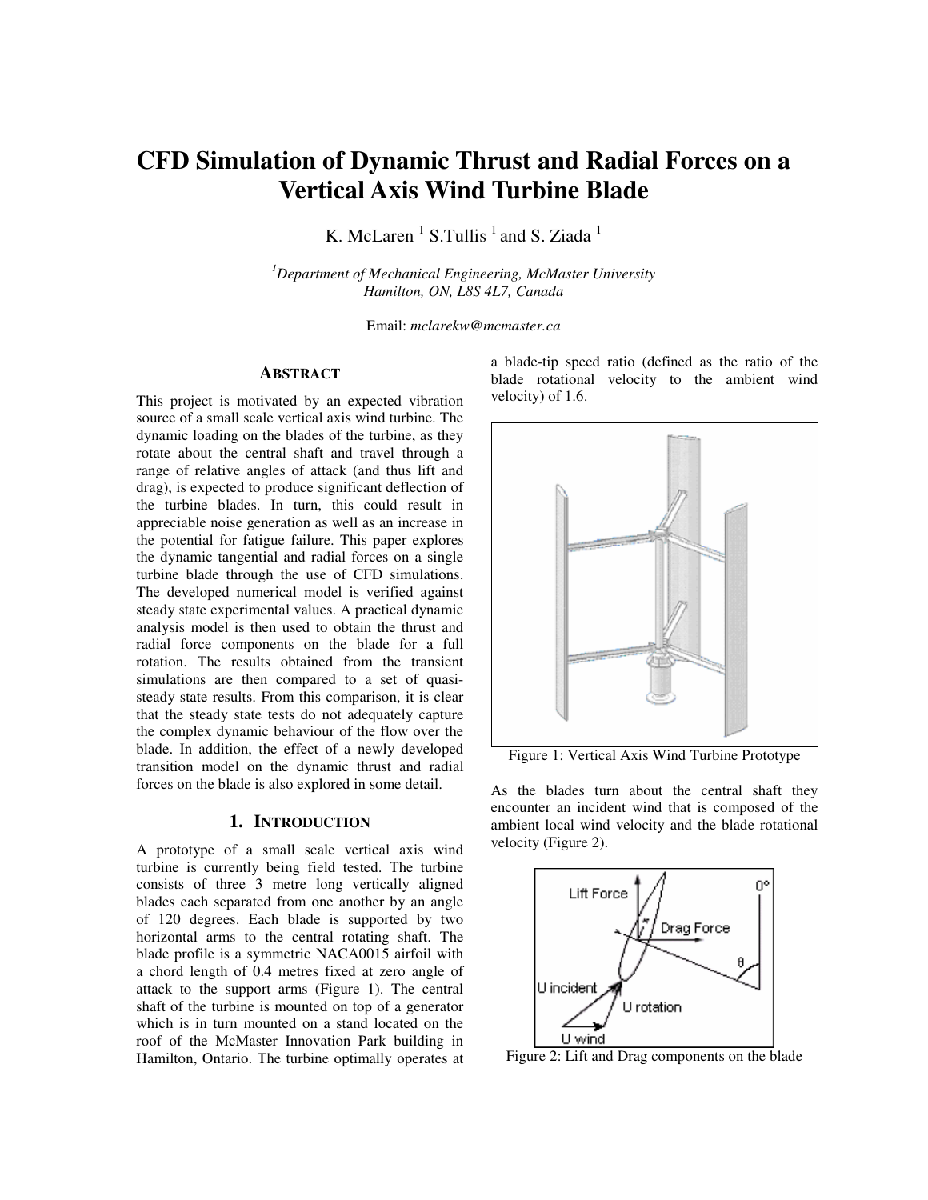# CFD Simulation of Dynamic Thrust and Radial Forces on a Vertical Axis Wind Turbine Blade

K. McLaren [1] S.Tullis [1] and S. Ziada [1]

[1] *Department of Mechanical Engineering, McMaster University Hamilton, ON, L8S 4L7, Canada*

Email: *mclarekw@mcmaster.ca*

## ABSTRACT

This project is motivated by an expected vibration source of a small scale vertical axis wind turbine. The dynamic loading on the blades of the turbine, as they rotate about the central shaft and travel through a range of relative angles of attack (and thus lift and drag), is expected to produce significant deflection of the turbine blades. In turn, this could result in appreciable noise generation as well as an increase in the potential for fatigue failure. This paper explores the dynamic tangential and radial forces on a single turbine blade through the use of CFD simulations. The developed numerical model is verified against steady state experimental values. A practical dynamic analysis model is then used to obtain the thrust and radial force components on the blade for a full rotation. The results obtained from the transient simulations are then compared to a set of quasi-steady state results. From this comparison, it is clear that the steady state tests do not adequately capture the complex dynamic behaviour of the flow over the blade. In addition, the effect of a newly developed transition model on the dynamic thrust and radial forces on the blade is also explored in some detail.

## 1. INTRODUCTION

A prototype of a small scale vertical axis wind turbine is currently being field tested. The turbine consists of three 3 metre long vertically aligned blades each separated from one another by an angle of 120 degrees. Each blade is supported by two horizontal arms to the central rotating shaft. The blade profile is a symmetric NACA0015 airfoil with a chord length of 0.4 metres fixed at zero angle of attack to the support arms (Figure 1). The central shaft of the turbine is mounted on top of a generator which is in turn mounted on a stand located on the roof of the McMaster Innovation Park building in Hamilton, Ontario. The turbine optimally operates at a blade-tip speed ratio (defined as the ratio of the blade rotational velocity to the ambient wind velocity) of 1.6.

Figure 1: Vertical Axis Wind Turbine Prototype

As the blades turn about the central shaft they encounter an incident wind that is composed of the ambient local wind velocity and the blade rotational velocity (Figure 2).

Figure 2: Lift and Drag components on the blade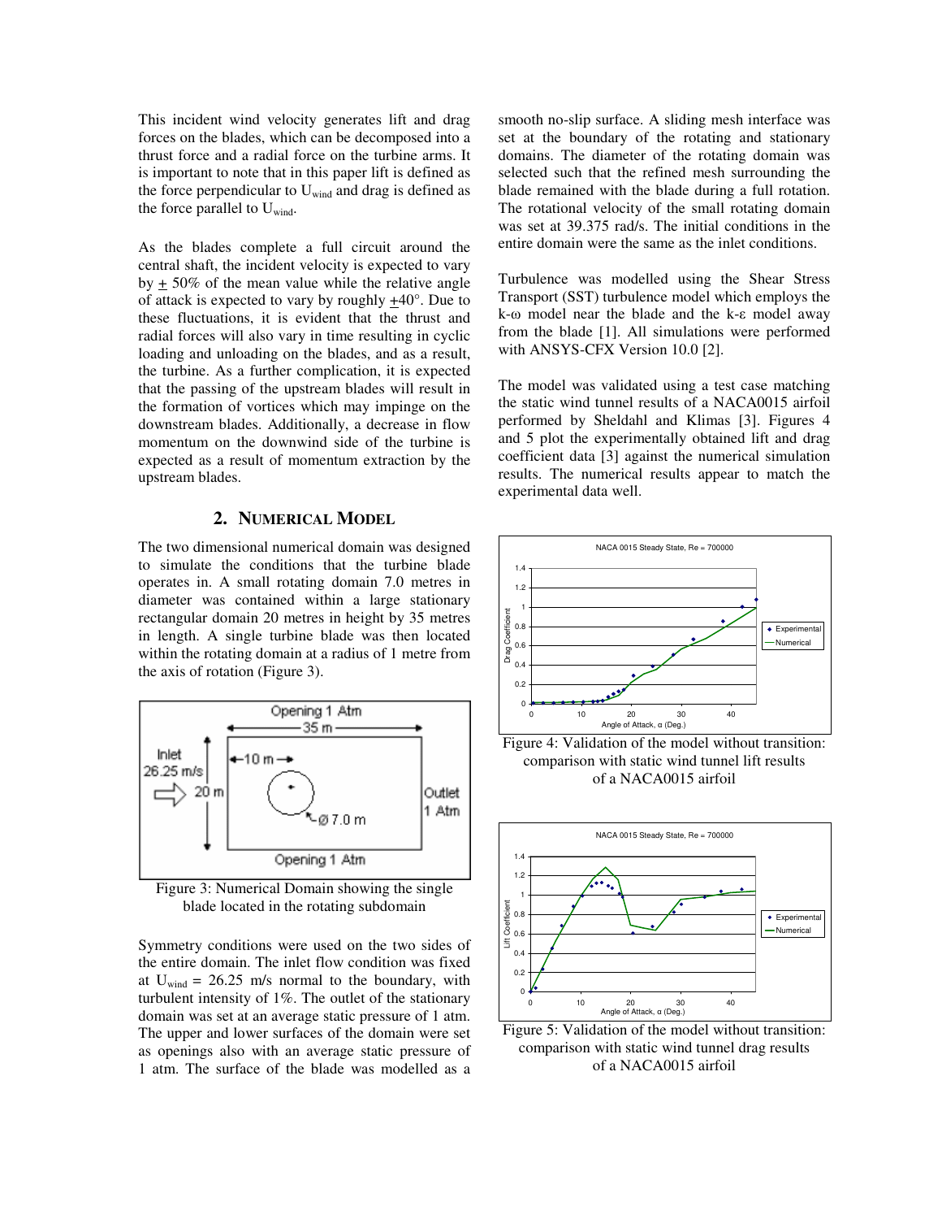This incident wind velocity generates lift and drag forces on the blades, which can be decomposed into a thrust force and a radial force on the turbine arms. It is important to note that in this paper lift is defined as the force perpendicular to $U_{wind}$ and drag is defined as the force parallel to $U_{wind}$.

As the blades complete a full circuit around the central shaft, the incident velocity is expected to vary by $\pm$ 50% of the mean value while the relative angle of attack is expected to vary by roughly $\pm 40°$. Due to these fluctuations, it is evident that the thrust and radial forces will also vary in time resulting in cyclic loading and unloading on the blades, and as a result, the turbine. As a further complication, it is expected that the passing of the upstream blades will result in the formation of vortices which may impinge on the downstream blades. Additionally, a decrease in flow momentum on the downwind side of the turbine is expected as a result of momentum extraction by the upstream blades.

## 2. NUMERICAL MODEL

The two dimensional numerical domain was designed to simulate the conditions that the turbine blade operates in. A small rotating domain 7.0 metres in diameter was contained within a large stationary rectangular domain 20 metres in height by 35 metres in length. A single turbine blade was then located within the rotating domain at a radius of 1 metre from the axis of rotation (Figure 3).

Figure 3: Numerical Domain showing the single blade located in the rotating subdomain

Symmetry conditions were used on the two sides of the entire domain. The inlet flow condition was fixed at $U_{wind}$ = 26.25 m/s normal to the boundary, with turbulent intensity of 1%. The outlet of the stationary domain was set at an average static pressure of 1 atm. The upper and lower surfaces of the domain were set as openings also with an average static pressure of 1 atm. The surface of the blade was modelled as a smooth no-slip surface. A sliding mesh interface was set at the boundary of the rotating and stationary domains. The diameter of the rotating domain was selected such that the refined mesh surrounding the blade remained with the blade during a full rotation. The rotational velocity of the small rotating domain was set at 39.375 rad/s. The initial conditions in the entire domain were the same as the inlet conditions.

Turbulence was modelled using the Shear Stress Transport (SST) turbulence model which employs the k-ω model near the blade and the k-ε model away from the blade [1]. All simulations were performed with ANSYS-CFX Version 10.0 [2].

The model was validated using a test case matching the static wind tunnel results of a NACA0015 airfoil performed by Sheldahl and Klimas [3]. Figures 4 and 5 plot the experimentally obtained lift and drag coefficient data [3] against the numerical simulation results. The numerical results appear to match the experimental data well.

Figure 4: Validation of the model without transition: comparison with static wind tunnel lift results of a NACA0015 airfoil

Figure 5: Validation of the model without transition: comparison with static wind tunnel drag results of a NACA0015 airfoil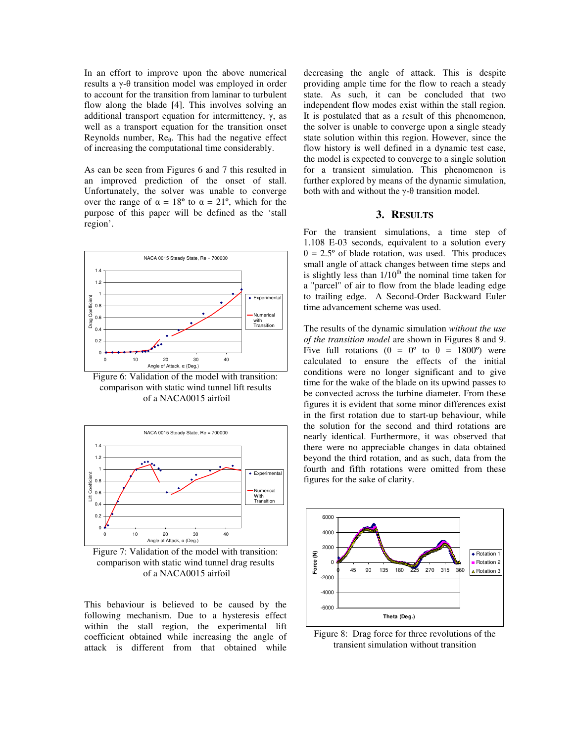In an effort to improve upon the above numerical results a γ-θ transition model was employed in order to account for the transition from laminar to turbulent flow along the blade [4]. This involves solving an additional transport equation for intermittency, γ, as well as a transport equation for the transition onset Reynolds number, $Re_\theta$. This had the negative effect of increasing the computational time considerably.

As can be seen from Figures 6 and 7 this resulted in an improved prediction of the onset of stall. Unfortunately, the solver was unable to converge over the range of α = 18º to α = 21º, which for the purpose of this paper will be defined as the 'stall region'.

Figure 6: Validation of the model with transition: comparison with static wind tunnel lift results of a NACA0015 airfoil

Figure 7: Validation of the model with transition: comparison with static wind tunnel drag results of a NACA0015 airfoil

This behaviour is believed to be caused by the following mechanism. Due to a hysteresis effect within the stall region, the experimental lift coefficient obtained while increasing the angle of attack is different from that obtained while decreasing the angle of attack. This is despite providing ample time for the flow to reach a steady state. As such, it can be concluded that two independent flow modes exist within the stall region. It is postulated that as a result of this phenomenon, the solver is unable to converge upon a single steady state solution within this region. However, since the flow history is well defined in a dynamic test case, the model is expected to converge to a single solution for a transient simulation. This phenomenon is further explored by means of the dynamic simulation, both with and without the γ-θ transition model.

## 3. RESULTS

For the transient simulations, a time step of 1.108 E-03 seconds, equivalent to a solution every θ = 2.5º of blade rotation, was used. This produces small angle of attack changes between time steps and is slightly less than 1/10th the nominal time taken for a "parcel" of air to flow from the blade leading edge to trailing edge. A Second-Order Backward Euler time advancement scheme was used.

The results of the dynamic simulation *without the use of the transition model* are shown in Figures 8 and 9. Five full rotations (θ = 0º to θ = 1800º) were calculated to ensure the effects of the initial conditions were no longer significant and to give time for the wake of the blade on its upwind passes to be convected across the turbine diameter. From these figures it is evident that some minor differences exist in the first rotation due to start-up behaviour, while the solution for the second and third rotations are nearly identical. Furthermore, it was observed that there were no appreciable changes in data obtained beyond the third rotation, and as such, data from the fourth and fifth rotations were omitted from these figures for the sake of clarity.

Figure 8: Drag force for three revolutions of the transient simulation without transition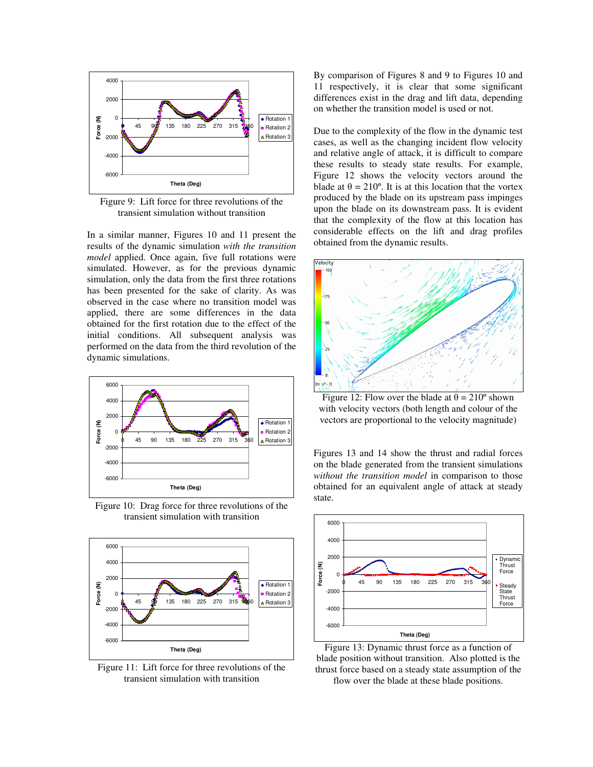Figure 9: Lift force for three revolutions of the transient simulation without transition

In a similar manner, Figures 10 and 11 present the results of the dynamic simulation *with the transition model* applied. Once again, five full rotations were simulated. However, as for the previous dynamic simulation, only the data from the first three rotations has been presented for the sake of clarity. As was observed in the case where no transition model was applied, there are some differences in the data obtained for the first rotation due to the effect of the initial conditions. All subsequent analysis was performed on the data from the third revolution of the dynamic simulations.

Figure 10: Drag force for three revolutions of the transient simulation with transition

Figure 11: Lift force for three revolutions of the transient simulation with transition

By comparison of Figures 8 and 9 to Figures 10 and 11 respectively, it is clear that some significant differences exist in the drag and lift data, depending on whether the transition model is used or not.

Due to the complexity of the flow in the dynamic test cases, as well as the changing incident flow velocity and relative angle of attack, it is difficult to compare these results to steady state results. For example, Figure 12 shows the velocity vectors around the blade at $\theta = 210^{\circ}$. It is at this location that the vortex produced by the blade on its upstream pass impinges upon the blade on its downstream pass. It is evident that the complexity of the flow at this location has considerable effects on the lift and drag profiles obtained from the dynamic results.

Figure 12: Flow over the blade at $\theta = 210^{\circ}$ shown with velocity vectors (both length and colour of the vectors are proportional to the velocity magnitude)

Figures 13 and 14 show the thrust and radial forces on the blade generated from the transient simulations *without the transition model* in comparison to those obtained for an equivalent angle of attack at steady state.

Figure 13: Dynamic thrust force as a function of blade position without transition. Also plotted is the thrust force based on a steady state assumption of the flow over the blade at these blade positions.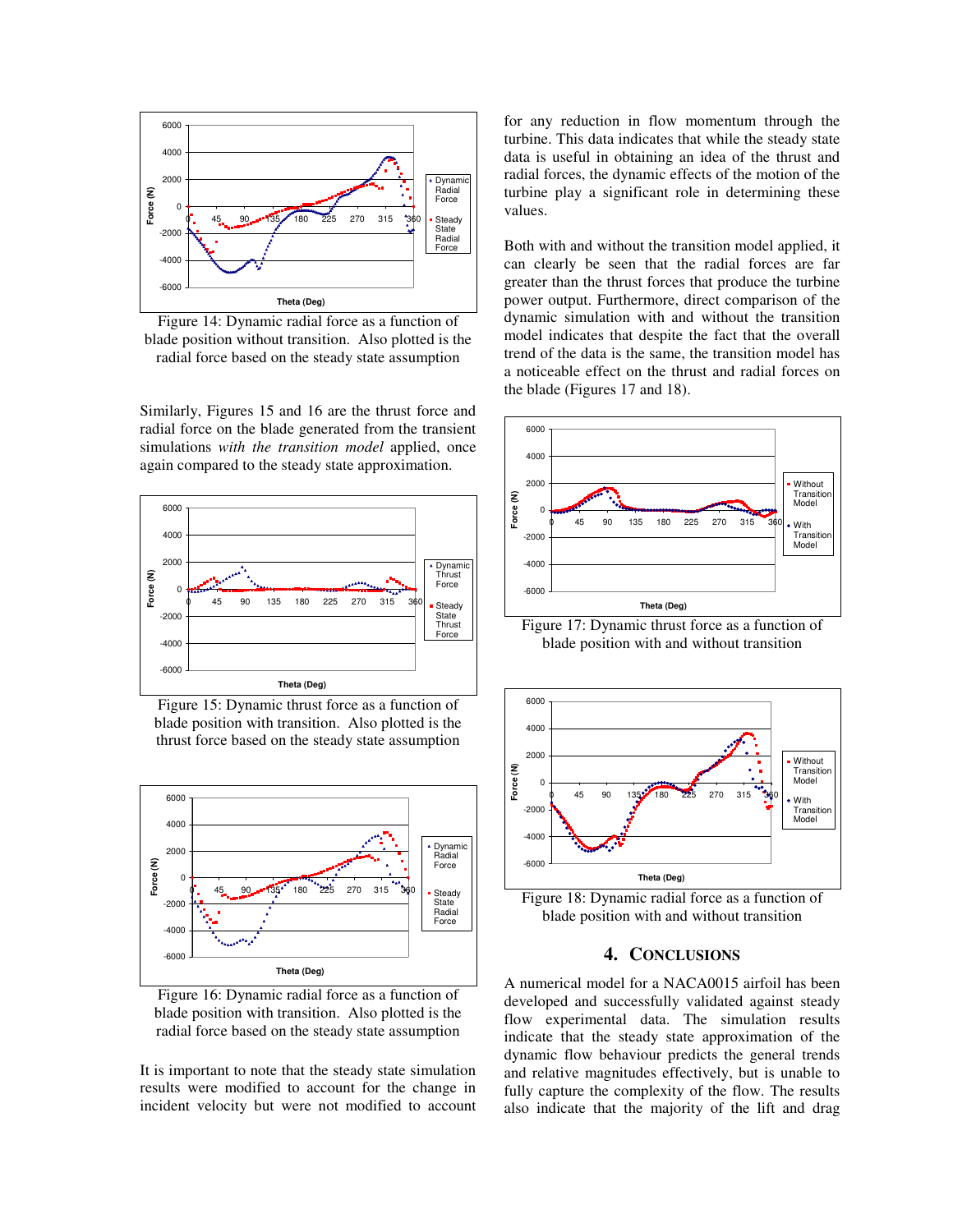Figure 14: Dynamic radial force as a function of blade position without transition. Also plotted is the radial force based on the steady state assumption

Similarly, Figures 15 and 16 are the thrust force and radial force on the blade generated from the transient simulations *with the transition model* applied, once again compared to the steady state approximation.

Figure 15: Dynamic thrust force as a function of blade position with transition. Also plotted is the thrust force based on the steady state assumption

Figure 16: Dynamic radial force as a function of blade position with transition. Also plotted is the radial force based on the steady state assumption

It is important to note that the steady state simulation results were modified to account for the change in incident velocity but were not modified to account for any reduction in flow momentum through the turbine. This data indicates that while the steady state data is useful in obtaining an idea of the thrust and radial forces, the dynamic effects of the motion of the turbine play a significant role in determining these values.

Both with and without the transition model applied, it can clearly be seen that the radial forces are far greater than the thrust forces that produce the turbine power output. Furthermore, direct comparison of the dynamic simulation with and without the transition model indicates that despite the fact that the overall trend of the data is the same, the transition model has a noticeable effect on the thrust and radial forces on the blade (Figures 17 and 18).

Figure 17: Dynamic thrust force as a function of blade position with and without transition

Figure 18: Dynamic radial force as a function of blade position with and without transition

## 4. Conclusions

A numerical model for a NACA0015 airfoil has been developed and successfully validated against steady flow experimental data. The simulation results indicate that the steady state approximation of the dynamic flow behaviour predicts the general trends and relative magnitudes effectively, but is unable to fully capture the complexity of the flow. The results also indicate that the majority of the lift and drag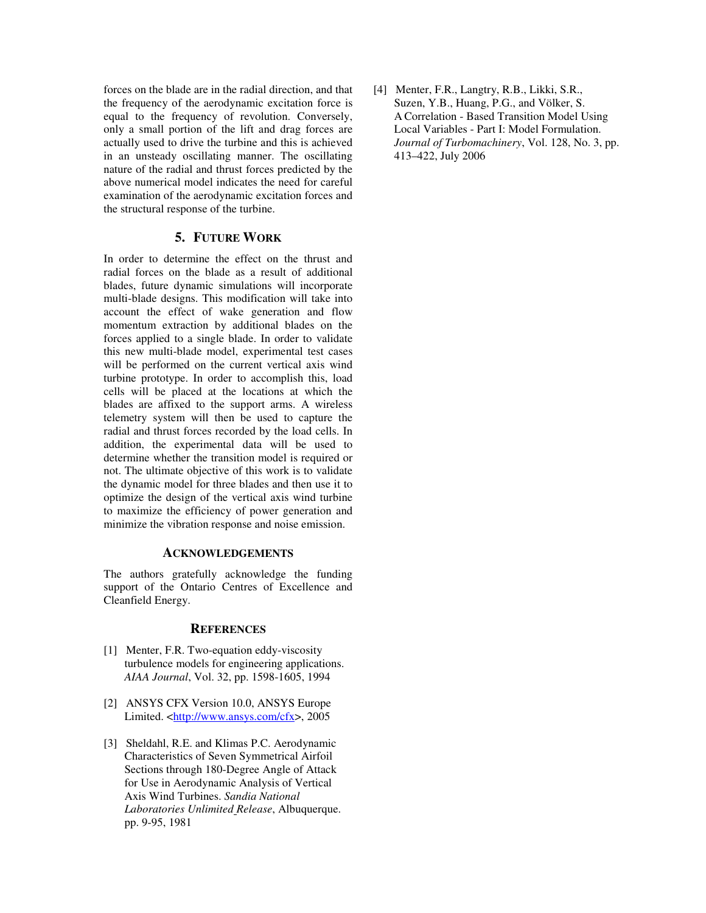forces on the blade are in the radial direction, and that the frequency of the aerodynamic excitation force is equal to the frequency of revolution. Conversely, only a small portion of the lift and drag forces are actually used to drive the turbine and this is achieved in an unsteady oscillating manner. The oscillating nature of the radial and thrust forces predicted by the above numerical model indicates the need for careful examination of the aerodynamic excitation forces and the structural response of the turbine.

## 5. Future Work

In order to determine the effect on the thrust and radial forces on the blade as a result of additional blades, future dynamic simulations will incorporate multi-blade designs. This modification will take into account the effect of wake generation and flow momentum extraction by additional blades on the forces applied to a single blade. In order to validate this new multi-blade model, experimental test cases will be performed on the current vertical axis wind turbine prototype. In order to accomplish this, load cells will be placed at the locations at which the blades are affixed to the support arms. A wireless telemetry system will then be used to capture the radial and thrust forces recorded by the load cells. In addition, the experimental data will be used to determine whether the transition model is required or not. The ultimate objective of this work is to validate the dynamic model for three blades and then use it to optimize the design of the vertical axis wind turbine to maximize the efficiency of power generation and minimize the vibration response and noise emission.

## Acknowledgements

The authors gratefully acknowledge the funding support of the Ontario Centres of Excellence and Cleanfield Energy.

## References

[1] Menter, F.R. Two-equation eddy-viscosity turbulence models for engineering applications. *AIAA Journal*, Vol. 32, pp. 1598-1605, 1994

[2] ANSYS CFX Version 10.0, ANSYS Europe Limited. <http://www.ansys.com/cfx>, 2005

[3] Sheldahl, R.E. and Klimas P.C. Aerodynamic Characteristics of Seven Symmetrical Airfoil Sections through 180-Degree Angle of Attack for Use in Aerodynamic Analysis of Vertical Axis Wind Turbines. *Sandia National Laboratories Unlimited Release*, Albuquerque. pp. 9-95, 1981

[4] Menter, F.R., Langtry, R.B., Likki, S.R., Suzen, Y.B., Huang, P.G., and Völker, S. A Correlation - Based Transition Model Using Local Variables - Part I: Model Formulation. *Journal of Turbomachinery*, Vol. 128, No. 3, pp. 413–422, July 2006